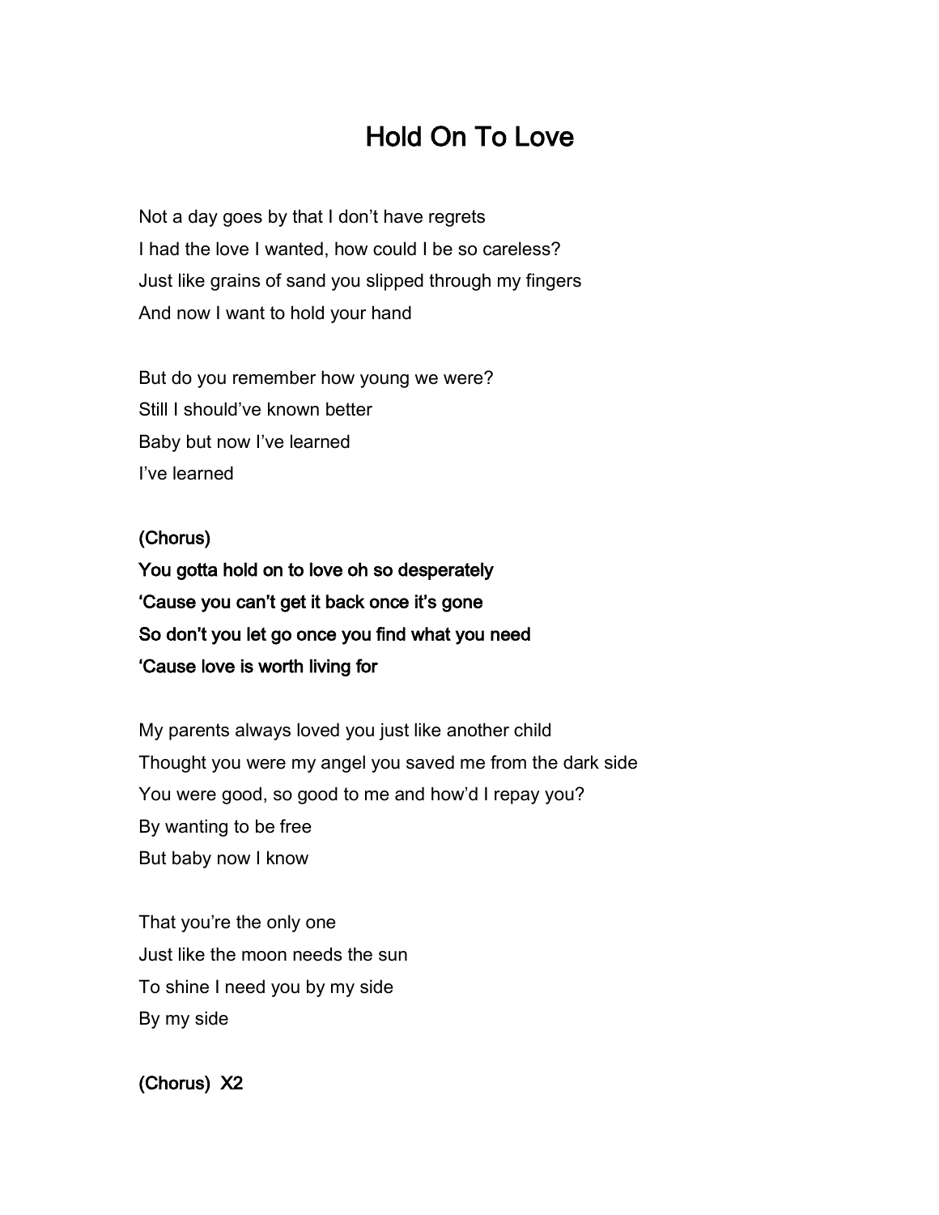# Hold On To Love

Not a day goes by that I don't have regrets  
I had the love I wanted, how could I be so careless?  
Just like grains of sand you slipped through my fingers  
And now I want to hold your hand

But do you remember how young we were?  
Still I should've known better  
Baby but now I've learned  
I've learned

**(Chorus)**  
**You gotta hold on to love oh so desperately**  
**'Cause you can't get it back once it's gone**  
**So don't you let go once you find what you need**  
**'Cause love is worth living for**

My parents always loved you just like another child  
Thought you were my angel you saved me from the dark side  
You were good, so good to me and how'd I repay you?  
By wanting to be free  
But baby now I know

That you're the only one  
Just like the moon needs the sun  
To shine I need you by my side  
By my side

**(Chorus) X2**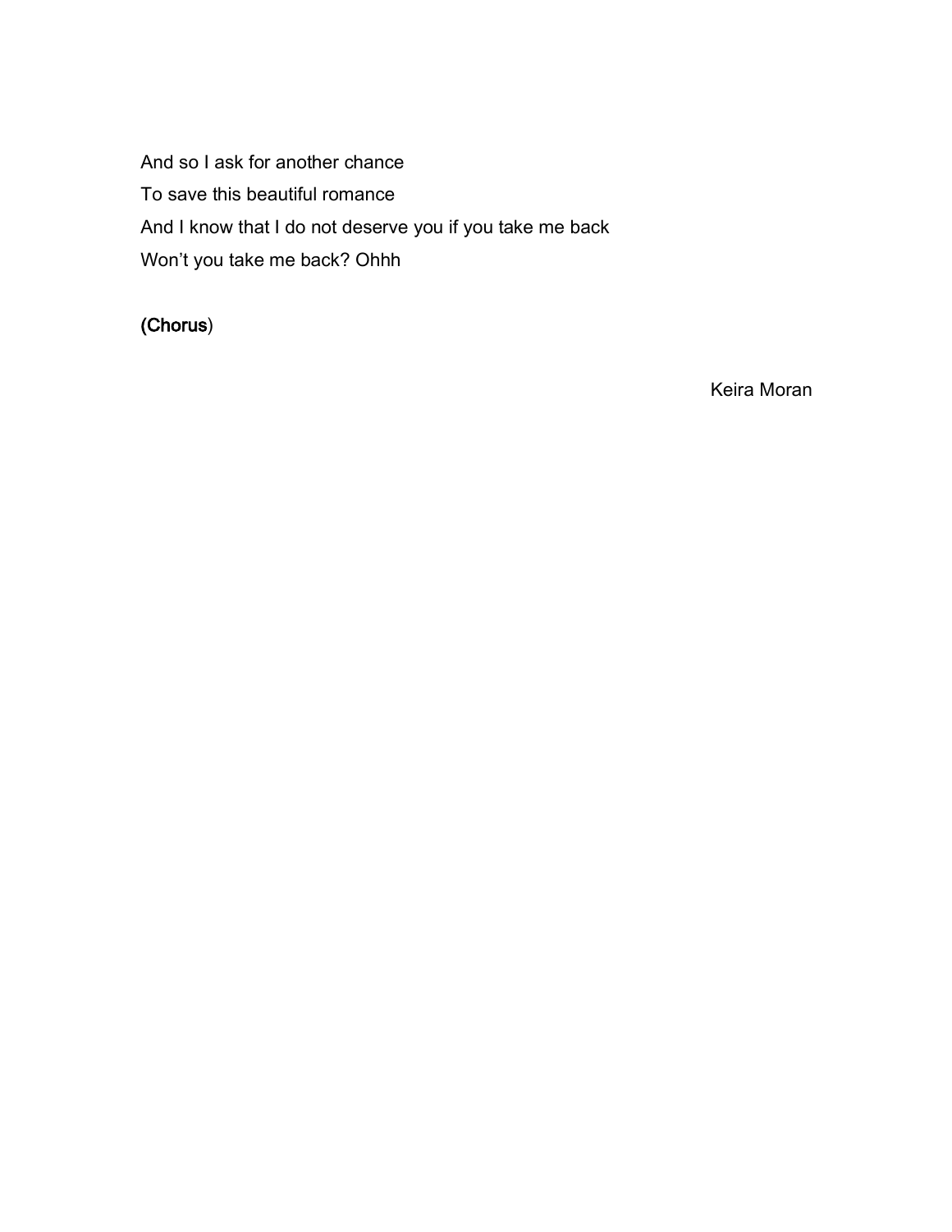And so I ask for another chance
To save this beautiful romance
And I know that I do not deserve you if you take me back
Won't you take me back? Ohhh

(**Chorus**)

Keira Moran